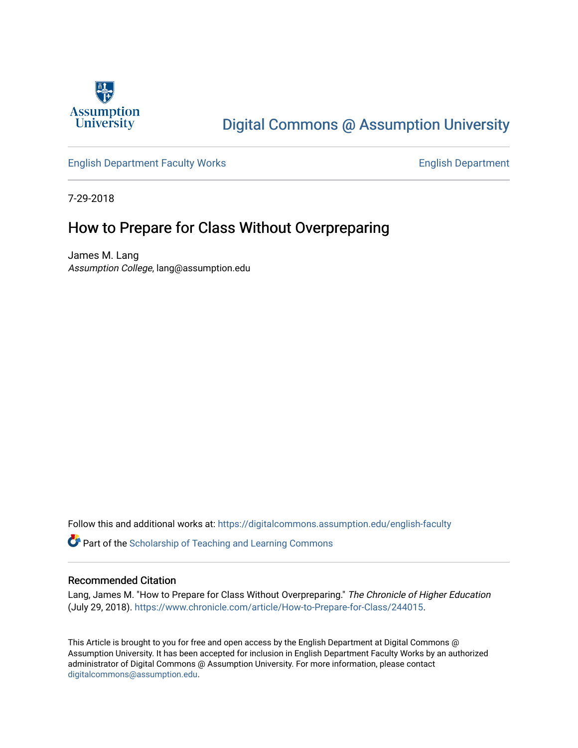Assumption University

# Digital Commons @ Assumption University

English Department Faculty Works

English Department

7-29-2018

## How to Prepare for Class Without Overpreparing

James M. Lang
*Assumption College*, lang@assumption.edu

Follow this and additional works at: https://digitalcommons.assumption.edu/english-faculty

Part of the Scholarship of Teaching and Learning Commons

### Recommended Citation

Lang, James M. "How to Prepare for Class Without Overpreparing." *The Chronicle of Higher Education* (July 29, 2018). https://www.chronicle.com/article/How-to-Prepare-for-Class/244015.

This Article is brought to you for free and open access by the English Department at Digital Commons @ Assumption University. It has been accepted for inclusion in English Department Faculty Works by an authorized administrator of Digital Commons @ Assumption University. For more information, please contact digitalcommons@assumption.edu.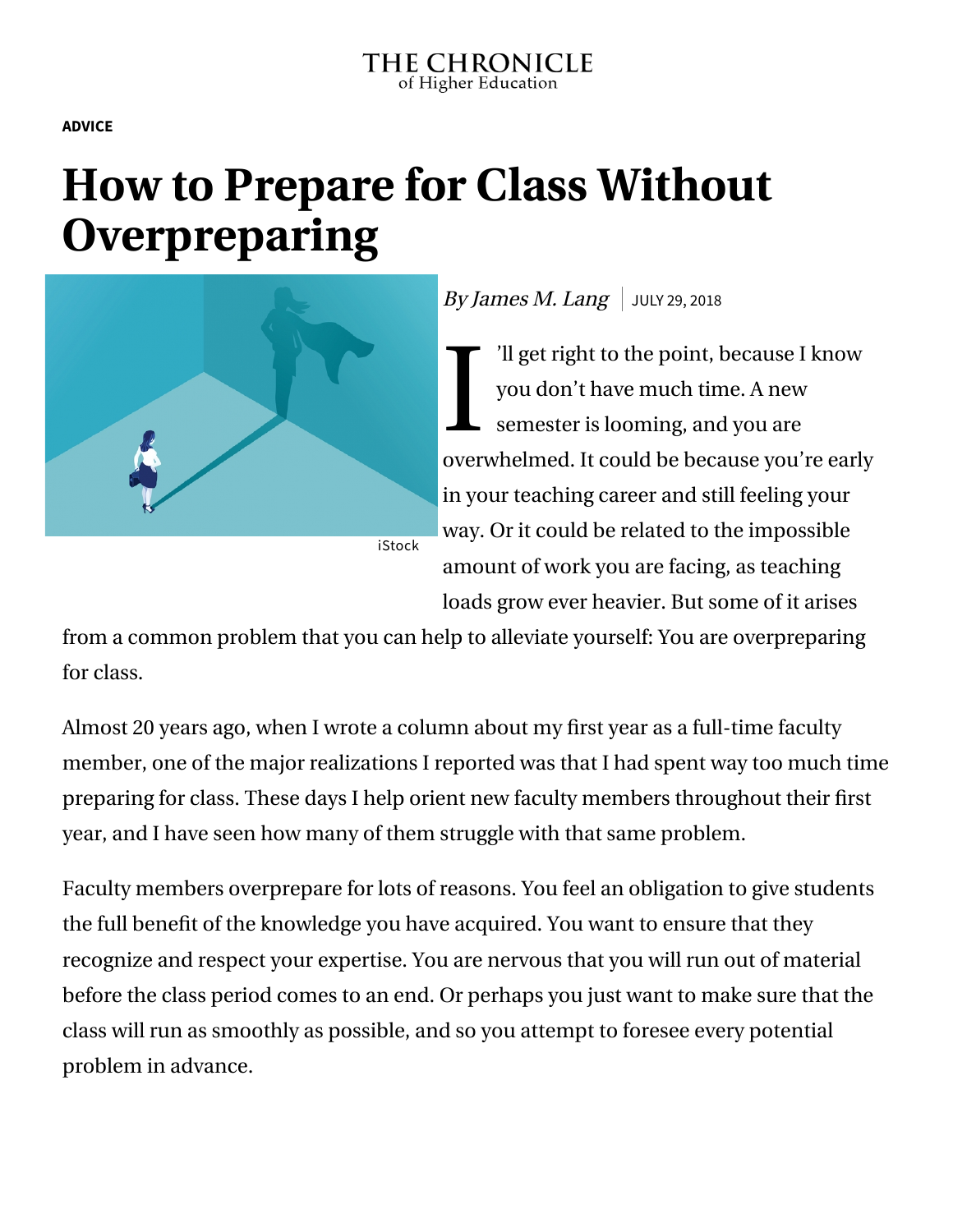THE CHRONICLE of Higher Education

**ADVICE**

# How to Prepare for Class Without Overpreparing

iStock

*By James M. Lang* | JULY 29, 2018

I'll get right to the point, because I know you don't have much time. A new semester is looming, and you are overwhelmed. It could be because you're early in your teaching career and still feeling your way. Or it could be related to the impossible amount of work you are facing, as teaching loads grow ever heavier. But some of it arises from a common problem that you can help to alleviate yourself: You are overpreparing for class.

Almost 20 years ago, when I wrote a column about my first year as a full-time faculty member, one of the major realizations I reported was that I had spent way too much time preparing for class. These days I help orient new faculty members throughout their first year, and I have seen how many of them struggle with that same problem.

Faculty members overprepare for lots of reasons. You feel an obligation to give students the full benefit of the knowledge you have acquired. You want to ensure that they recognize and respect your expertise. You are nervous that you will run out of material before the class period comes to an end. Or perhaps you just want to make sure that the class will run as smoothly as possible, and so you attempt to foresee every potential problem in advance.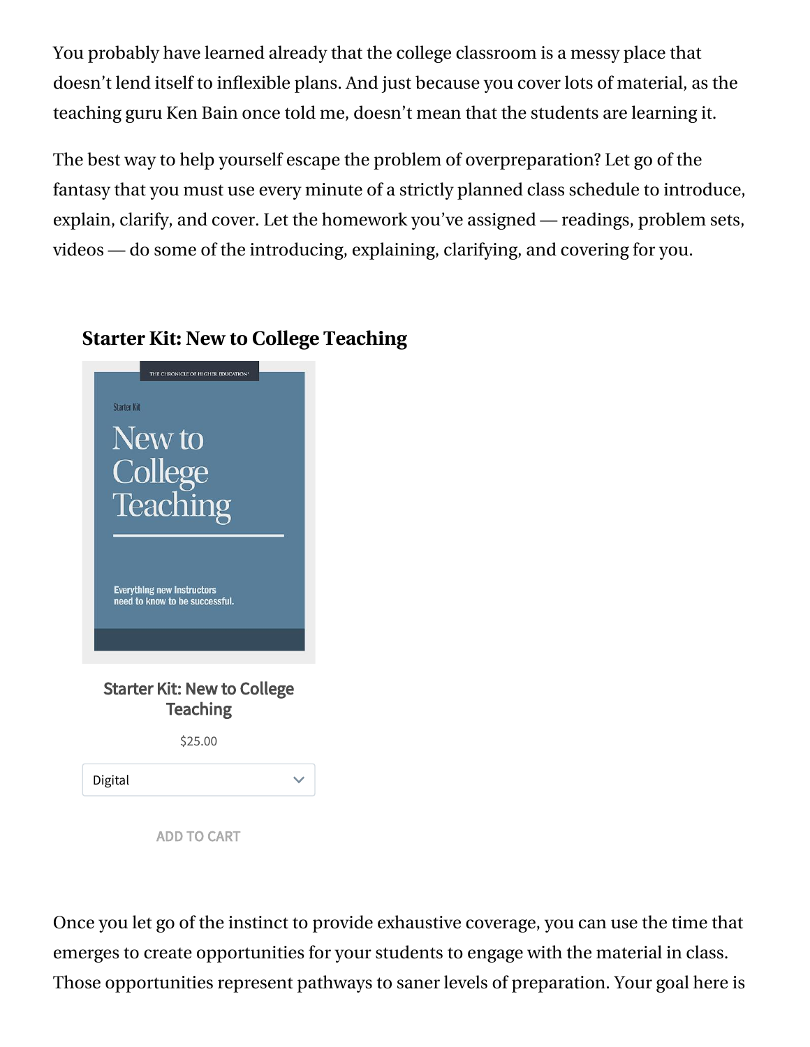You probably have learned already that the college classroom is a messy place that doesn't lend itself to inflexible plans. And just because you cover lots of material, as the teaching guru Ken Bain once told me, doesn't mean that the students are learning it.

The best way to help yourself escape the problem of overpreparation? Let go of the fantasy that you must use every minute of a strictly planned class schedule to introduce, explain, clarify, and cover. Let the homework you've assigned — readings, problem sets, videos — do some of the introducing, explaining, clarifying, and covering for you.

**Starter Kit: New to College Teaching**

THE CHRONICLE OF HIGHER EDUCATION

Starter Kit

New to College Teaching

Everything new Instructors need to know to be successful.

Starter Kit: New to College Teaching

$25.00

Digital

ADD TO CART

Once you let go of the instinct to provide exhaustive coverage, you can use the time that emerges to create opportunities for your students to engage with the material in class. Those opportunities represent pathways to saner levels of preparation. Your goal here is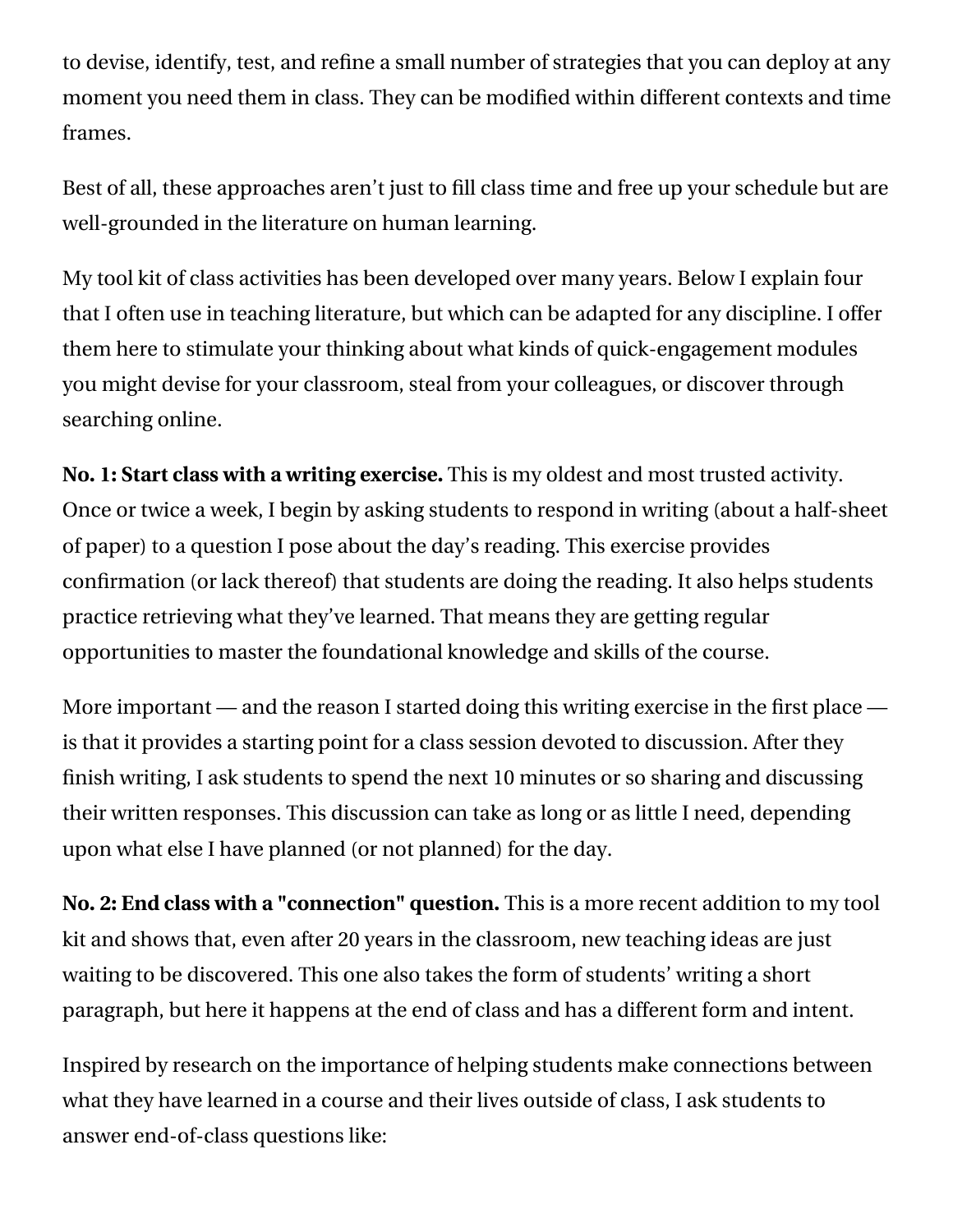to devise, identify, test, and refine a small number of strategies that you can deploy at any moment you need them in class. They can be modified within different contexts and time frames.

Best of all, these approaches aren't just to fill class time and free up your schedule but are well-grounded in the literature on human learning.

My tool kit of class activities has been developed over many years. Below I explain four that I often use in teaching literature, but which can be adapted for any discipline. I offer them here to stimulate your thinking about what kinds of quick-engagement modules you might devise for your classroom, steal from your colleagues, or discover through searching online.

**No. 1: Start class with a writing exercise.** This is my oldest and most trusted activity. Once or twice a week, I begin by asking students to respond in writing (about a half-sheet of paper) to a question I pose about the day's reading. This exercise provides confirmation (or lack thereof) that students are doing the reading. It also helps students practice retrieving what they've learned. That means they are getting regular opportunities to master the foundational knowledge and skills of the course.

More important — and the reason I started doing this writing exercise in the first place — is that it provides a starting point for a class session devoted to discussion. After they finish writing, I ask students to spend the next 10 minutes or so sharing and discussing their written responses. This discussion can take as long or as little I need, depending upon what else I have planned (or not planned) for the day.

**No. 2: End class with a "connection" question.** This is a more recent addition to my tool kit and shows that, even after 20 years in the classroom, new teaching ideas are just waiting to be discovered. This one also takes the form of students' writing a short paragraph, but here it happens at the end of class and has a different form and intent.

Inspired by research on the importance of helping students make connections between what they have learned in a course and their lives outside of class, I ask students to answer end-of-class questions like: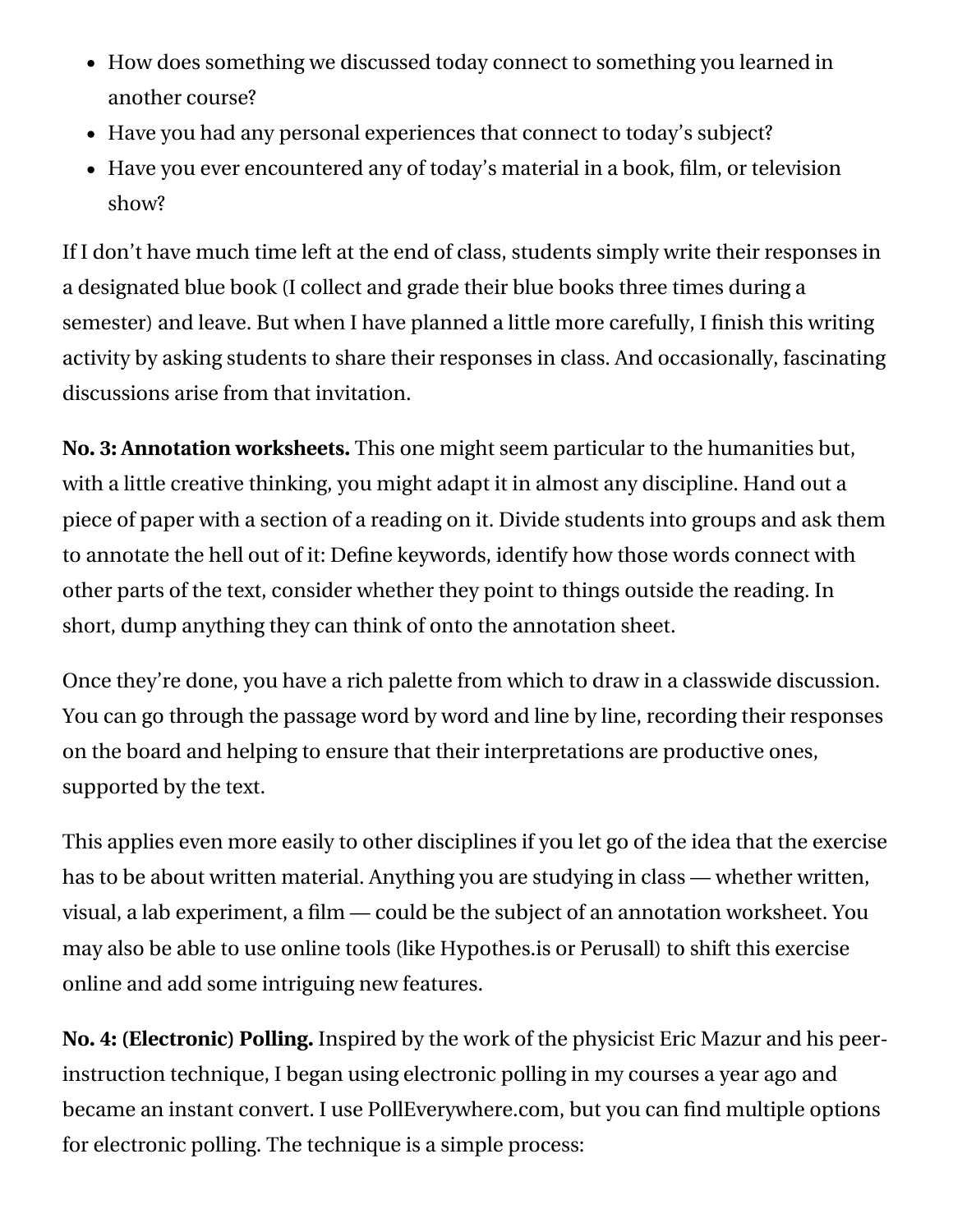- How does something we discussed today connect to something you learned in another course?
- Have you had any personal experiences that connect to today's subject?
- Have you ever encountered any of today's material in a book, film, or television show?

If I don't have much time left at the end of class, students simply write their responses in a designated blue book (I collect and grade their blue books three times during a semester) and leave. But when I have planned a little more carefully, I finish this writing activity by asking students to share their responses in class. And occasionally, fascinating discussions arise from that invitation.

**No. 3: Annotation worksheets.** This one might seem particular to the humanities but, with a little creative thinking, you might adapt it in almost any discipline. Hand out a piece of paper with a section of a reading on it. Divide students into groups and ask them to annotate the hell out of it: Define keywords, identify how those words connect with other parts of the text, consider whether they point to things outside the reading. In short, dump anything they can think of onto the annotation sheet.

Once they're done, you have a rich palette from which to draw in a classwide discussion. You can go through the passage word by word and line by line, recording their responses on the board and helping to ensure that their interpretations are productive ones, supported by the text.

This applies even more easily to other disciplines if you let go of the idea that the exercise has to be about written material. Anything you are studying in class — whether written, visual, a lab experiment, a film — could be the subject of an annotation worksheet. You may also be able to use online tools (like Hypothes.is or Perusall) to shift this exercise online and add some intriguing new features.

**No. 4: (Electronic) Polling.** Inspired by the work of the physicist Eric Mazur and his peer-instruction technique, I began using electronic polling in my courses a year ago and became an instant convert. I use PollEverywhere.com, but you can find multiple options for electronic polling. The technique is a simple process: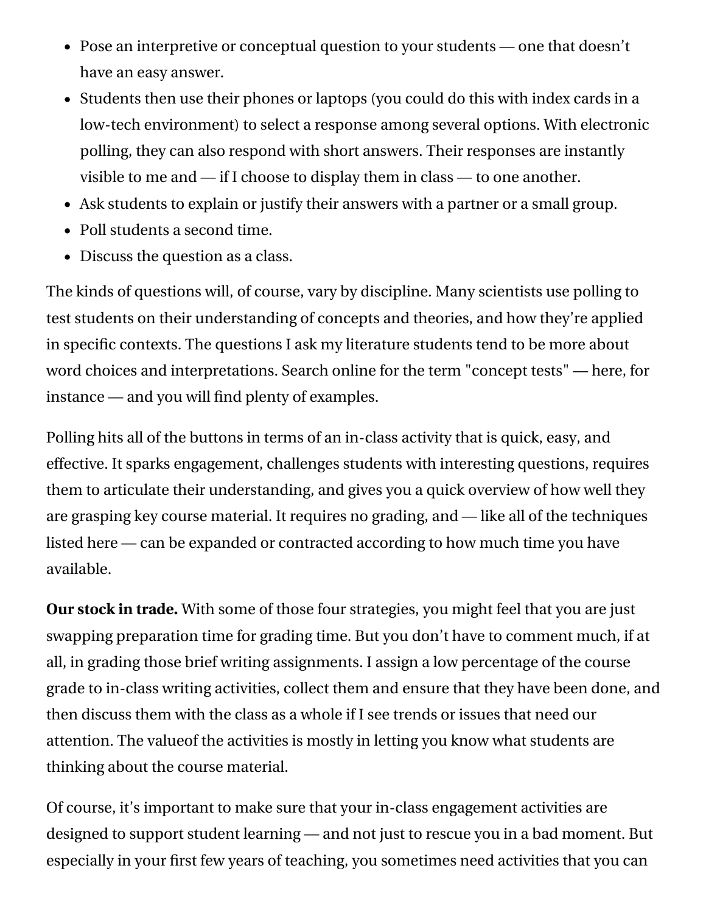- Pose an interpretive or conceptual question to your students — one that doesn't have an easy answer.
- Students then use their phones or laptops (you could do this with index cards in a low-tech environment) to select a response among several options. With electronic polling, they can also respond with short answers. Their responses are instantly visible to me and — if I choose to display them in class — to one another.
- Ask students to explain or justify their answers with a partner or a small group.
- Poll students a second time.
- Discuss the question as a class.

The kinds of questions will, of course, vary by discipline. Many scientists use polling to test students on their understanding of concepts and theories, and how they're applied in specific contexts. The questions I ask my literature students tend to be more about word choices and interpretations. Search online for the term "concept tests" — here, for instance — and you will find plenty of examples.

Polling hits all of the buttons in terms of an in-class activity that is quick, easy, and effective. It sparks engagement, challenges students with interesting questions, requires them to articulate their understanding, and gives you a quick overview of how well they are grasping key course material. It requires no grading, and — like all of the techniques listed here — can be expanded or contracted according to how much time you have available.

**Our stock in trade.** With some of those four strategies, you might feel that you are just swapping preparation time for grading time. But you don't have to comment much, if at all, in grading those brief writing assignments. I assign a low percentage of the course grade to in-class writing activities, collect them and ensure that they have been done, and then discuss them with the class as a whole if I see trends or issues that need our attention. The valueof the activities is mostly in letting you know what students are thinking about the course material.

Of course, it's important to make sure that your in-class engagement activities are designed to support student learning — and not just to rescue you in a bad moment. But especially in your first few years of teaching, you sometimes need activities that you can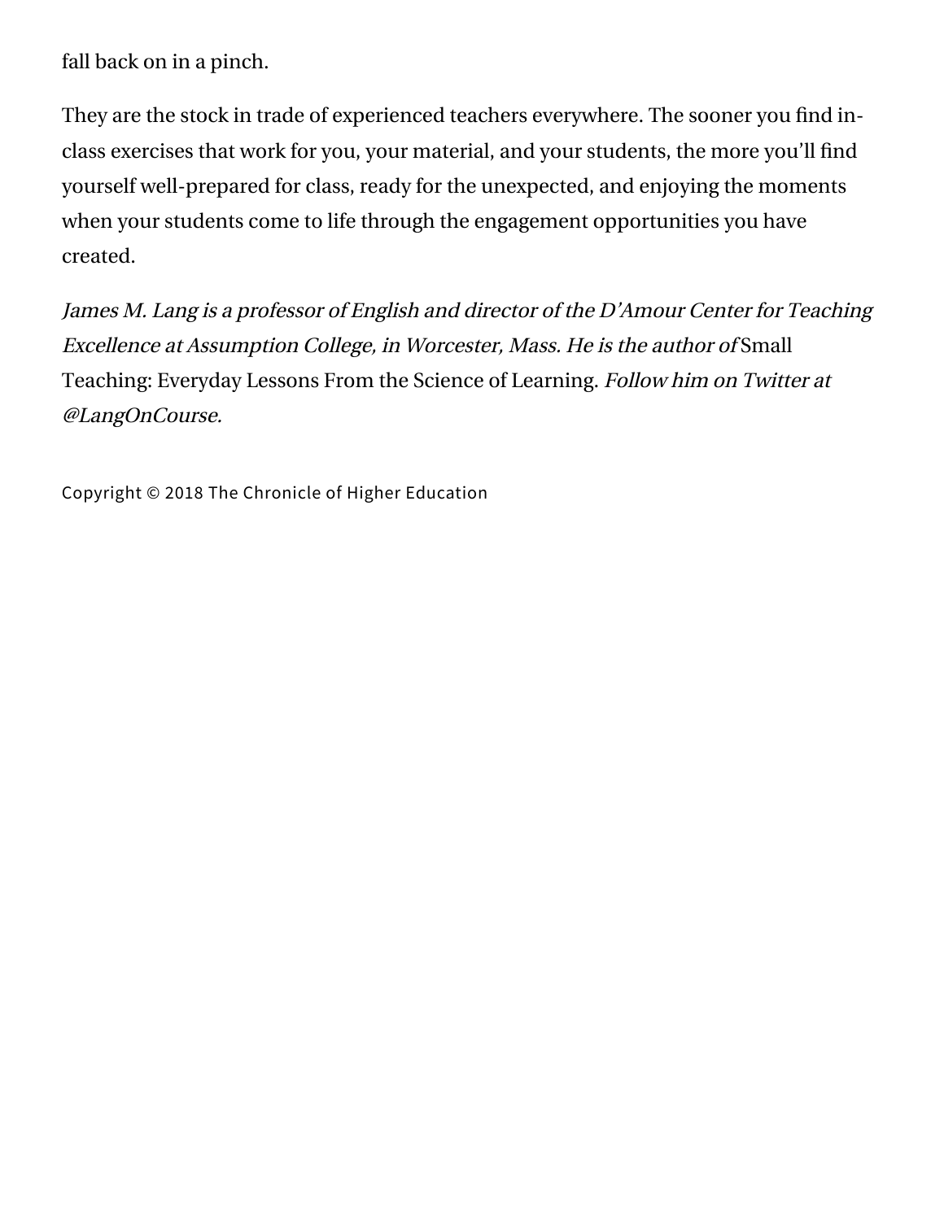fall back on in a pinch.

They are the stock in trade of experienced teachers everywhere. The sooner you find in-class exercises that work for you, your material, and your students, the more you'll find yourself well-prepared for class, ready for the unexpected, and enjoying the moments when your students come to life through the engagement opportunities you have created.

*James M. Lang is a professor of English and director of the D'Amour Center for Teaching Excellence at Assumption College, in Worcester, Mass. He is the author of* Small Teaching: Everyday Lessons From the Science of Learning. *Follow him on Twitter at @LangOnCourse.*

Copyright © 2018 The Chronicle of Higher Education